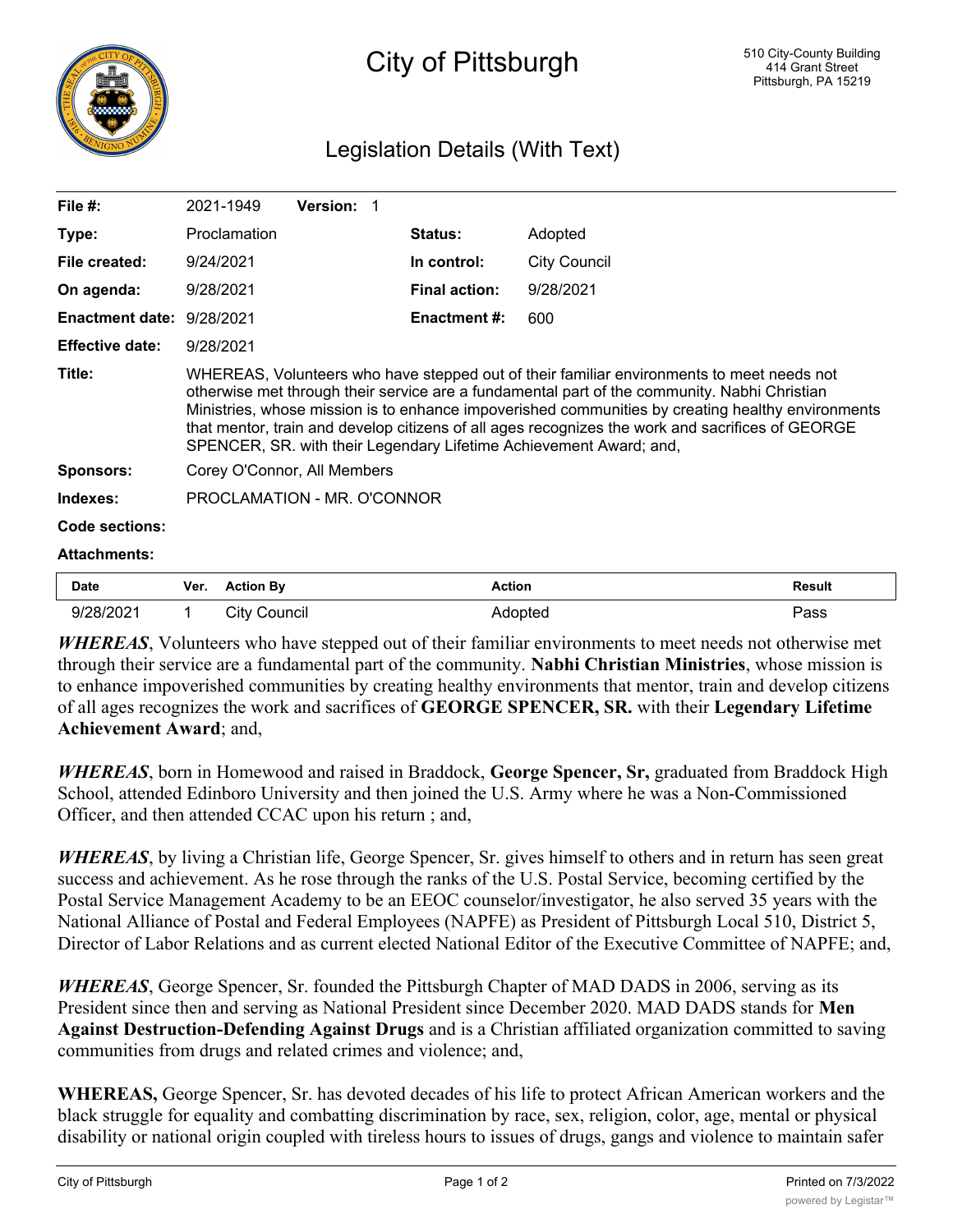# City of Pittsburgh

510 City-County Building
414 Grant Street
Pittsburgh, PA 15219

## Legislation Details (With Text)

| | | | |
|---|---|---|---|
| **File #:** | 2021-1949 **Version:** 1 | | |
| **Type:** | Proclamation | **Status:** | Adopted |
| **File created:** | 9/24/2021 | **In control:** | City Council |
| **On agenda:** | 9/28/2021 | **Final action:** | 9/28/2021 |
| **Enactment date:** | 9/28/2021 | **Enactment #:** | 600 |
| **Effective date:** | 9/28/2021 | | |

**Title:** WHEREAS, Volunteers who have stepped out of their familiar environments to meet needs not otherwise met through their service are a fundamental part of the community. Nabhi Christian Ministries, whose mission is to enhance impoverished communities by creating healthy environments that mentor, train and develop citizens of all ages recognizes the work and sacrifices of GEORGE SPENCER, SR. with their Legendary Lifetime Achievement Award; and,

**Sponsors:** Corey O'Connor, All Members

**Indexes:** PROCLAMATION - MR. O'CONNOR

**Code sections:**

**Attachments:**

| Date | Ver. | Action By | Action | Result |
|---|---|---|---|---|
| 9/28/2021 | 1 | City Council | Adopted | Pass |

***WHEREAS***, Volunteers who have stepped out of their familiar environments to meet needs not otherwise met through their service are a fundamental part of the community. **Nabhi Christian Ministries**, whose mission is to enhance impoverished communities by creating healthy environments that mentor, train and develop citizens of all ages recognizes the work and sacrifices of **GEORGE SPENCER, SR.** with their **Legendary Lifetime Achievement Award**; and,

***WHEREAS***, born in Homewood and raised in Braddock, **George Spencer, Sr,** graduated from Braddock High School, attended Edinboro University and then joined the U.S. Army where he was a Non-Commissioned Officer, and then attended CCAC upon his return ; and,

***WHEREAS***, by living a Christian life, George Spencer, Sr. gives himself to others and in return has seen great success and achievement. As he rose through the ranks of the U.S. Postal Service, becoming certified by the Postal Service Management Academy to be an EEOC counselor/investigator, he also served 35 years with the National Alliance of Postal and Federal Employees (NAPFE) as President of Pittsburgh Local 510, District 5, Director of Labor Relations and as current elected National Editor of the Executive Committee of NAPFE; and,

***WHEREAS***, George Spencer, Sr. founded the Pittsburgh Chapter of MAD DADS in 2006, serving as its President since then and serving as National President since December 2020. MAD DADS stands for **Men Against Destruction-Defending Against Drugs** and is a Christian affiliated organization committed to saving communities from drugs and related crimes and violence; and,

**WHEREAS,** George Spencer, Sr. has devoted decades of his life to protect African American workers and the black struggle for equality and combatting discrimination by race, sex, religion, color, age, mental or physical disability or national origin coupled with tireless hours to issues of drugs, gangs and violence to maintain safer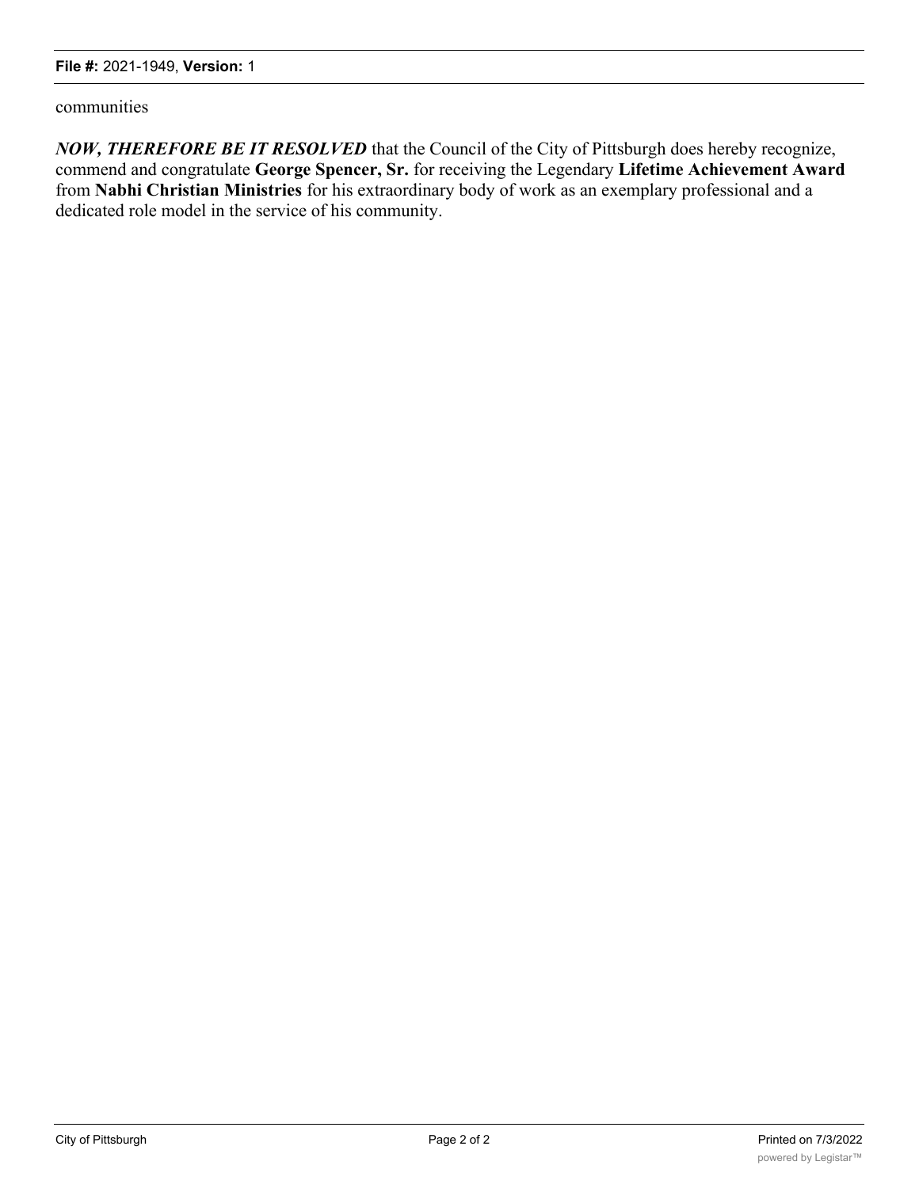communities

***NOW, THEREFORE BE IT RESOLVED*** that the Council of the City of Pittsburgh does hereby recognize, commend and congratulate **George Spencer, Sr.** for receiving the Legendary **Lifetime Achievement Award** from **Nabhi Christian Ministries** for his extraordinary body of work as an exemplary professional and a dedicated role model in the service of his community.